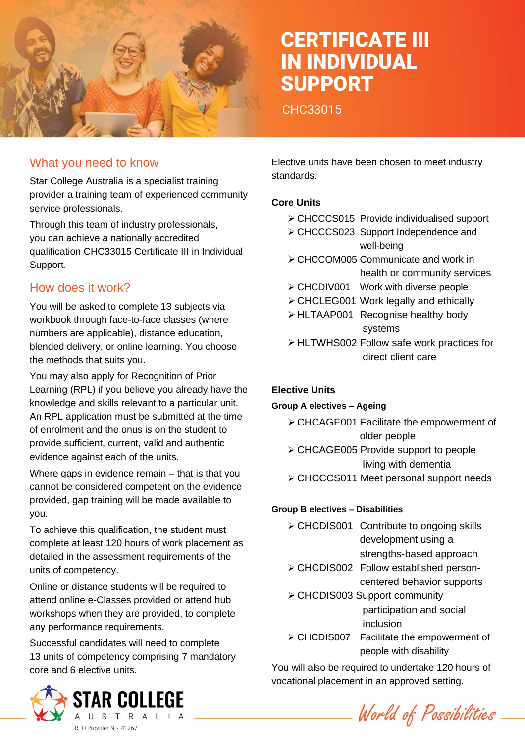# CERTIFICATE III IN INDIVIDUAL SUPPORT

CHC33015

## What you need to know

Star College Australia is a specialist training provider a training team of experienced community service professionals.

Through this team of industry professionals, you can achieve a nationally accredited qualification CHC33015 Certificate III in Individual Support.

## How does it work?

You will be asked to complete 13 subjects via workbook through face-to-face classes (where numbers are applicable), distance education, blended delivery, or online learning. You choose the methods that suits you.

You may also apply for Recognition of Prior Learning (RPL) if you believe you already have the knowledge and skills relevant to a particular unit. An RPL application must be submitted at the time of enrolment and the onus is on the student to provide sufficient, current, valid and authentic evidence against each of the units.

Where gaps in evidence remain – that is that you cannot be considered competent on the evidence provided, gap training will be made available to you.

To achieve this qualification, the student must complete at least 120 hours of work placement as detailed in the assessment requirements of the units of competency.

Online or distance students will be required to attend online e-Classes provided or attend hub workshops when they are provided, to complete any performance requirements.

Successful candidates will need to complete 13 units of competency comprising 7 mandatory core and 6 elective units.

Elective units have been chosen to meet industry standards.

**Core Units**

- CHCCCS015 Provide individualised support
- CHCCCS023 Support Independence and well-being
- CHCCOM005 Communicate and work in health or community services
- CHCDIV001 Work with diverse people
- CHCLEG001 Work legally and ethically
- HLTAAP001 Recognise healthy body systems
- HLTWHS002 Follow safe work practices for direct client care

**Elective Units**

**Group A electives – Ageing**

- CHCAGE001 Facilitate the empowerment of older people
- CHCAGE005 Provide support to people living with dementia
- CHCCCS011 Meet personal support needs

**Group B electives – Disabilities**

- CHCDIS001 Contribute to ongoing skills development using a strengths-based approach
- CHCDIS002 Follow established person-centered behavior supports
- CHCDIS003 Support community participation and social inclusion
- CHCDIS007 Facilitate the empowerment of people with disability

You will also be required to undertake 120 hours of vocational placement in an approved setting.

STAR COLLEGE AUSTRALIA
RTO Provider No. 41267

World of Possibilities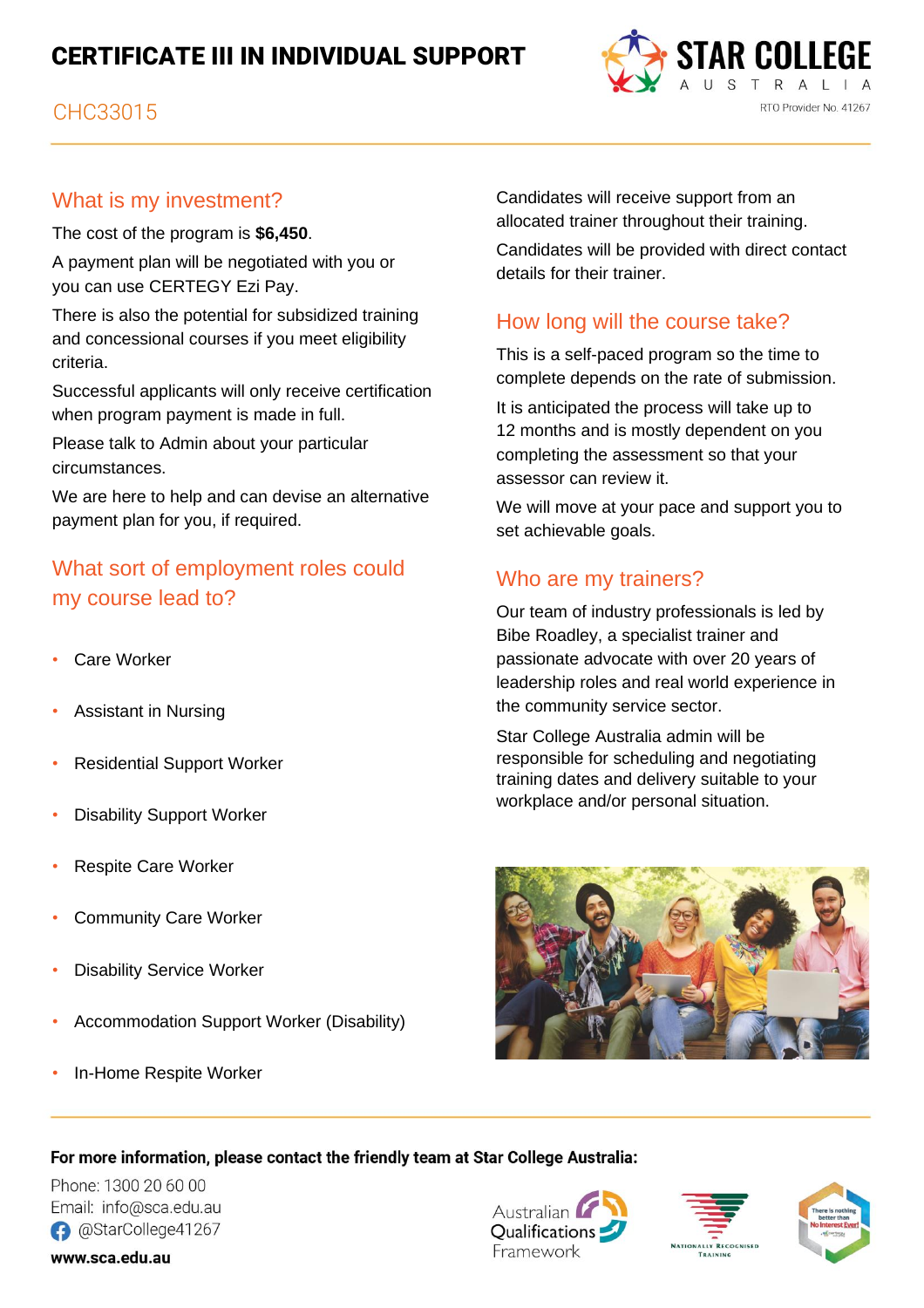# CERTIFICATE III IN INDIVIDUAL SUPPORT

CHC33015

STAR COLLEGE AUSTRALIA

RTO Provider No. 41267

## What is my investment?

The cost of the program is **$6,450**.

A payment plan will be negotiated with you or you can use CERTEGY Ezi Pay.

There is also the potential for subsidized training and concessional courses if you meet eligibility criteria.

Successful applicants will only receive certification when program payment is made in full.

Please talk to Admin about your particular circumstances.

We are here to help and can devise an alternative payment plan for you, if required.

## What sort of employment roles could my course lead to?

- Care Worker
- Assistant in Nursing
- Residential Support Worker
- Disability Support Worker
- Respite Care Worker
- Community Care Worker
- Disability Service Worker
- Accommodation Support Worker (Disability)
- In-Home Respite Worker

Candidates will receive support from an allocated trainer throughout their training.

Candidates will be provided with direct contact details for their trainer.

## How long will the course take?

This is a self-paced program so the time to complete depends on the rate of submission.

It is anticipated the process will take up to 12 months and is mostly dependent on you completing the assessment so that your assessor can review it.

We will move at your pace and support you to set achievable goals.

## Who are my trainers?

Our team of industry professionals is led by Bibe Roadley, a specialist trainer and passionate advocate with over 20 years of leadership roles and real world experience in the community service sector.

Star College Australia admin will be responsible for scheduling and negotiating training dates and delivery suitable to your workplace and/or personal situation.

**For more information, please contact the friendly team at Star College Australia:**

Phone: 1300 20 60 00

Email: info@sca.edu.au

@StarCollege41267

**www.sca.edu.au**